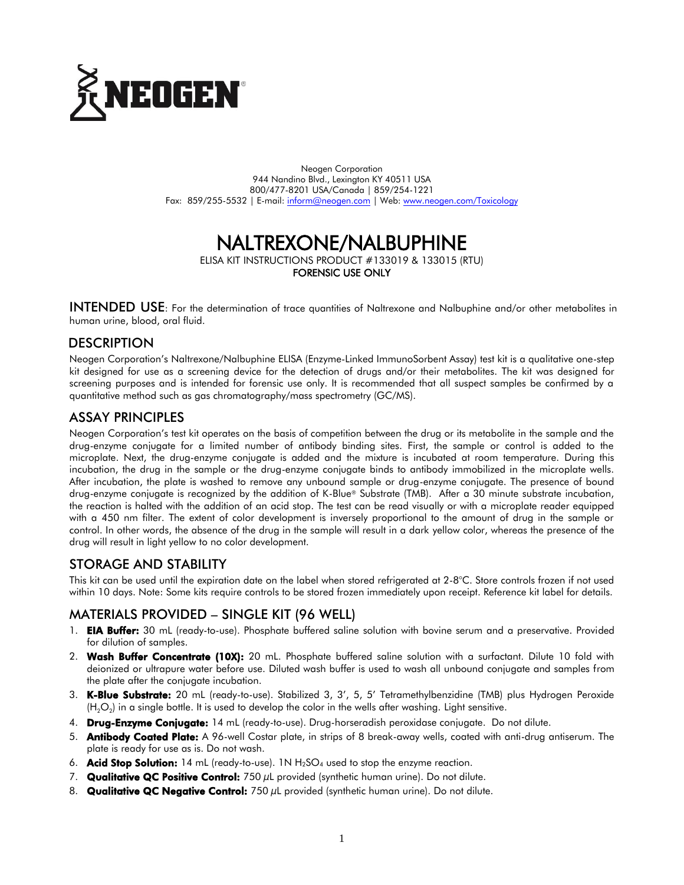NEOGEN®

Neogen Corporation
944 Nandino Blvd., Lexington KY 40511 USA
800/477-8201 USA/Canada | 859/254-1221
Fax: 859/255-5532 | E-mail: inform@neogen.com | Web: www.neogen.com/Toxicology

# NALTREXONE/NALBUPHINE

ELISA KIT INSTRUCTIONS PRODUCT #133019 & 133015 (RTU)
**FORENSIC USE ONLY**

**INTENDED USE**: For the determination of trace quantities of Naltrexone and Nalbuphine and/or other metabolites in human urine, blood, oral fluid.

## DESCRIPTION

Neogen Corporation's Naltrexone/Nalbuphine ELISA (Enzyme-Linked ImmunoSorbent Assay) test kit is a qualitative one-step kit designed for use as a screening device for the detection of drugs and/or their metabolites. The kit was designed for screening purposes and is intended for forensic use only. It is recommended that all suspect samples be confirmed by a quantitative method such as gas chromatography/mass spectrometry (GC/MS).

## ASSAY PRINCIPLES

Neogen Corporation's test kit operates on the basis of competition between the drug or its metabolite in the sample and the drug-enzyme conjugate for a limited number of antibody binding sites. First, the sample or control is added to the microplate. Next, the drug-enzyme conjugate is added and the mixture is incubated at room temperature. During this incubation, the drug in the sample or the drug-enzyme conjugate binds to antibody immobilized in the microplate wells. After incubation, the plate is washed to remove any unbound sample or drug-enzyme conjugate. The presence of bound drug-enzyme conjugate is recognized by the addition of K-Blue® Substrate (TMB). After a 30 minute substrate incubation, the reaction is halted with the addition of an acid stop. The test can be read visually or with a microplate reader equipped with a 450 nm filter. The extent of color development is inversely proportional to the amount of drug in the sample or control. In other words, the absence of the drug in the sample will result in a dark yellow color, whereas the presence of the drug will result in light yellow to no color development.

## STORAGE AND STABILITY

This kit can be used until the expiration date on the label when stored refrigerated at 2-8°C. Store controls frozen if not used within 10 days. Note: Some kits require controls to be stored frozen immediately upon receipt. Reference kit label for details.

## MATERIALS PROVIDED – SINGLE KIT (96 WELL)

1. **EIA Buffer:** 30 mL (ready-to-use). Phosphate buffered saline solution with bovine serum and a preservative. Provided for dilution of samples.
2. **Wash Buffer Concentrate (10X):** 20 mL. Phosphate buffered saline solution with a surfactant. Dilute 10 fold with deionized or ultrapure water before use. Diluted wash buffer is used to wash all unbound conjugate and samples from the plate after the conjugate incubation.
3. **K-Blue Substrate:** 20 mL (ready-to-use). Stabilized 3, 3', 5, 5' Tetramethylbenzidine (TMB) plus Hydrogen Peroxide ($H_2O_2$) in a single bottle. It is used to develop the color in the wells after washing. Light sensitive.
4. **Drug-Enzyme Conjugate:** 14 mL (ready-to-use). Drug-horseradish peroxidase conjugate. Do not dilute.
5. **Antibody Coated Plate:** A 96-well Costar plate, in strips of 8 break-away wells, coated with anti-drug antiserum. The plate is ready for use as is. Do not wash.
6. **Acid Stop Solution:** 14 mL (ready-to-use). 1N $H_2SO_4$ used to stop the enzyme reaction.
7. **Qualitative QC Positive Control:** 750 µL provided (synthetic human urine). Do not dilute.
8. **Qualitative QC Negative Control:** 750 µL provided (synthetic human urine). Do not dilute.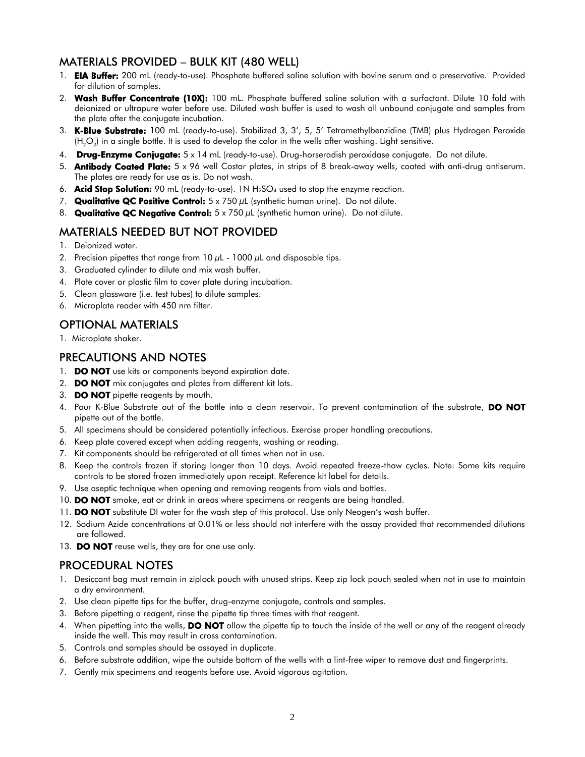## MATERIALS PROVIDED – BULK KIT (480 WELL)

1. **EIA Buffer:** 200 mL (ready-to-use). Phosphate buffered saline solution with bovine serum and a preservative. Provided for dilution of samples.
2. **Wash Buffer Concentrate (10X):** 100 mL. Phosphate buffered saline solution with a surfactant. Dilute 10 fold with deionized or ultrapure water before use. Diluted wash buffer is used to wash all unbound conjugate and samples from the plate after the conjugate incubation.
3. **K-Blue Substrate:** 100 mL (ready-to-use). Stabilized 3, 3', 5, 5' Tetramethylbenzidine (TMB) plus Hydrogen Peroxide ($H_2O_2$) in a single bottle. It is used to develop the color in the wells after washing. Light sensitive.
4. **Drug-Enzyme Conjugate:** 5 x 14 mL (ready-to-use). Drug-horseradish peroxidase conjugate. Do not dilute.
5. **Antibody Coated Plate:** 5 x 96 well Costar plates, in strips of 8 break-away wells, coated with anti-drug antiserum. The plates are ready for use as is. Do not wash.
6. **Acid Stop Solution:** 90 mL (ready-to-use). 1N $H_2SO_4$ used to stop the enzyme reaction.
7. **Qualitative QC Positive Control:** 5 x 750 $\mu$L (synthetic human urine). Do not dilute.
8. **Qualitative QC Negative Control:** 5 x 750 $\mu$L (synthetic human urine). Do not dilute.

## MATERIALS NEEDED BUT NOT PROVIDED

1. Deionized water.
2. Precision pipettes that range from 10 $\mu$L - 1000 $\mu$L and disposable tips.
3. Graduated cylinder to dilute and mix wash buffer.
4. Plate cover or plastic film to cover plate during incubation.
5. Clean glassware (i.e. test tubes) to dilute samples.
6. Microplate reader with 450 nm filter.

## OPTIONAL MATERIALS

1. Microplate shaker.

## PRECAUTIONS AND NOTES

1. **DO NOT** use kits or components beyond expiration date.
2. **DO NOT** mix conjugates and plates from different kit lots.
3. **DO NOT** pipette reagents by mouth.
4. Pour K-Blue Substrate out of the bottle into a clean reservoir. To prevent contamination of the substrate, **DO NOT** pipette out of the bottle.
5. All specimens should be considered potentially infectious. Exercise proper handling precautions.
6. Keep plate covered except when adding reagents, washing or reading.
7. Kit components should be refrigerated at all times when not in use.
8. Keep the controls frozen if storing longer than 10 days. Avoid repeated freeze-thaw cycles. Note: Some kits require controls to be stored frozen immediately upon receipt. Reference kit label for details.
9. Use aseptic technique when opening and removing reagents from vials and bottles.
10. **DO NOT** smoke, eat or drink in areas where specimens or reagents are being handled.
11. **DO NOT** substitute DI water for the wash step of this protocol. Use only Neogen's wash buffer.
12. Sodium Azide concentrations at 0.01% or less should not interfere with the assay provided that recommended dilutions are followed.
13. **DO NOT** reuse wells, they are for one use only.

## PROCEDURAL NOTES

1. Desiccant bag must remain in ziplock pouch with unused strips. Keep zip lock pouch sealed when not in use to maintain a dry environment.
2. Use clean pipette tips for the buffer, drug-enzyme conjugate, controls and samples.
3. Before pipetting a reagent, rinse the pipette tip three times with that reagent.
4. When pipetting into the wells, **DO NOT** allow the pipette tip to touch the inside of the well or any of the reagent already inside the well. This may result in cross contamination.
5. Controls and samples should be assayed in duplicate.
6. Before substrate addition, wipe the outside bottom of the wells with a lint-free wiper to remove dust and fingerprints.
7. Gently mix specimens and reagents before use. Avoid vigorous agitation.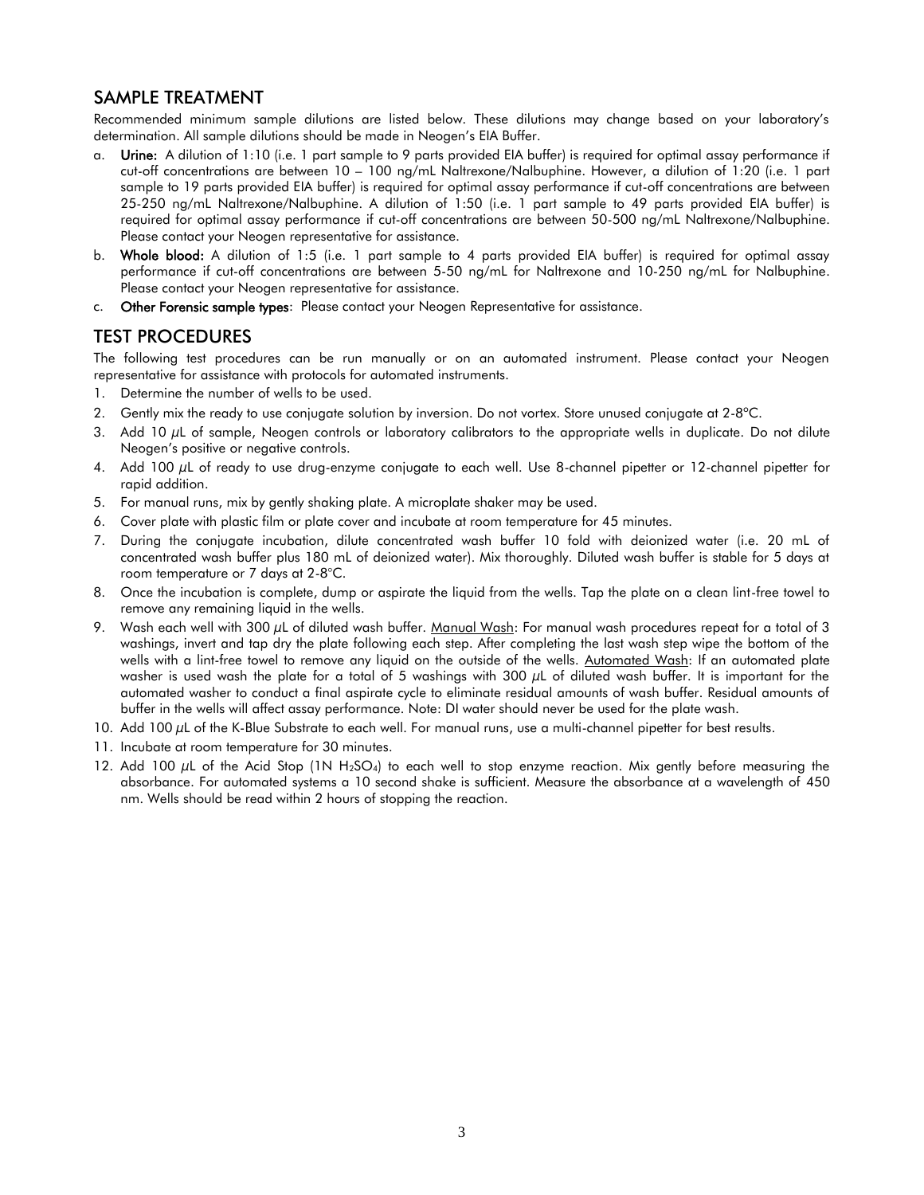## SAMPLE TREATMENT

Recommended minimum sample dilutions are listed below. These dilutions may change based on your laboratory's determination. All sample dilutions should be made in Neogen's EIA Buffer.

a. **Urine:** A dilution of 1:10 (i.e. 1 part sample to 9 parts provided EIA buffer) is required for optimal assay performance if cut-off concentrations are between 10 – 100 ng/mL Naltrexone/Nalbuphine. However, a dilution of 1:20 (i.e. 1 part sample to 19 parts provided EIA buffer) is required for optimal assay performance if cut-off concentrations are between 25-250 ng/mL Naltrexone/Nalbuphine. A dilution of 1:50 (i.e. 1 part sample to 49 parts provided EIA buffer) is required for optimal assay performance if cut-off concentrations are between 50-500 ng/mL Naltrexone/Nalbuphine. Please contact your Neogen representative for assistance.

b. **Whole blood:** A dilution of 1:5 (i.e. 1 part sample to 4 parts provided EIA buffer) is required for optimal assay performance if cut-off concentrations are between 5-50 ng/mL for Naltrexone and 10-250 ng/mL for Nalbuphine. Please contact your Neogen representative for assistance.

c. **Other Forensic sample types**: Please contact your Neogen Representative for assistance.

## TEST PROCEDURES

The following test procedures can be run manually or on an automated instrument. Please contact your Neogen representative for assistance with protocols for automated instruments.

1. Determine the number of wells to be used.
2. Gently mix the ready to use conjugate solution by inversion. Do not vortex. Store unused conjugate at 2-8°C.
3. Add 10 µL of sample, Neogen controls or laboratory calibrators to the appropriate wells in duplicate. Do not dilute Neogen's positive or negative controls.
4. Add 100 µL of ready to use drug-enzyme conjugate to each well. Use 8-channel pipetter or 12-channel pipetter for rapid addition.
5. For manual runs, mix by gently shaking plate. A microplate shaker may be used.
6. Cover plate with plastic film or plate cover and incubate at room temperature for 45 minutes.
7. During the conjugate incubation, dilute concentrated wash buffer 10 fold with deionized water (i.e. 20 mL of concentrated wash buffer plus 180 mL of deionized water). Mix thoroughly. Diluted wash buffer is stable for 5 days at room temperature or 7 days at 2-8°C.
8. Once the incubation is complete, dump or aspirate the liquid from the wells. Tap the plate on a clean lint-free towel to remove any remaining liquid in the wells.
9. Wash each well with 300 µL of diluted wash buffer. Manual Wash: For manual wash procedures repeat for a total of 3 washings, invert and tap dry the plate following each step. After completing the last wash step wipe the bottom of the wells with a lint-free towel to remove any liquid on the outside of the wells. Automated Wash: If an automated plate washer is used wash the plate for a total of 5 washings with 300 µL of diluted wash buffer. It is important for the automated washer to conduct a final aspirate cycle to eliminate residual amounts of wash buffer. Residual amounts of buffer in the wells will affect assay performance. Note: DI water should never be used for the plate wash.
10. Add 100 µL of the K-Blue Substrate to each well. For manual runs, use a multi-channel pipetter for best results.
11. Incubate at room temperature for 30 minutes.
12. Add 100 µL of the Acid Stop (1N $H_2SO_4$) to each well to stop enzyme reaction. Mix gently before measuring the absorbance. For automated systems a 10 second shake is sufficient. Measure the absorbance at a wavelength of 450 nm. Wells should be read within 2 hours of stopping the reaction.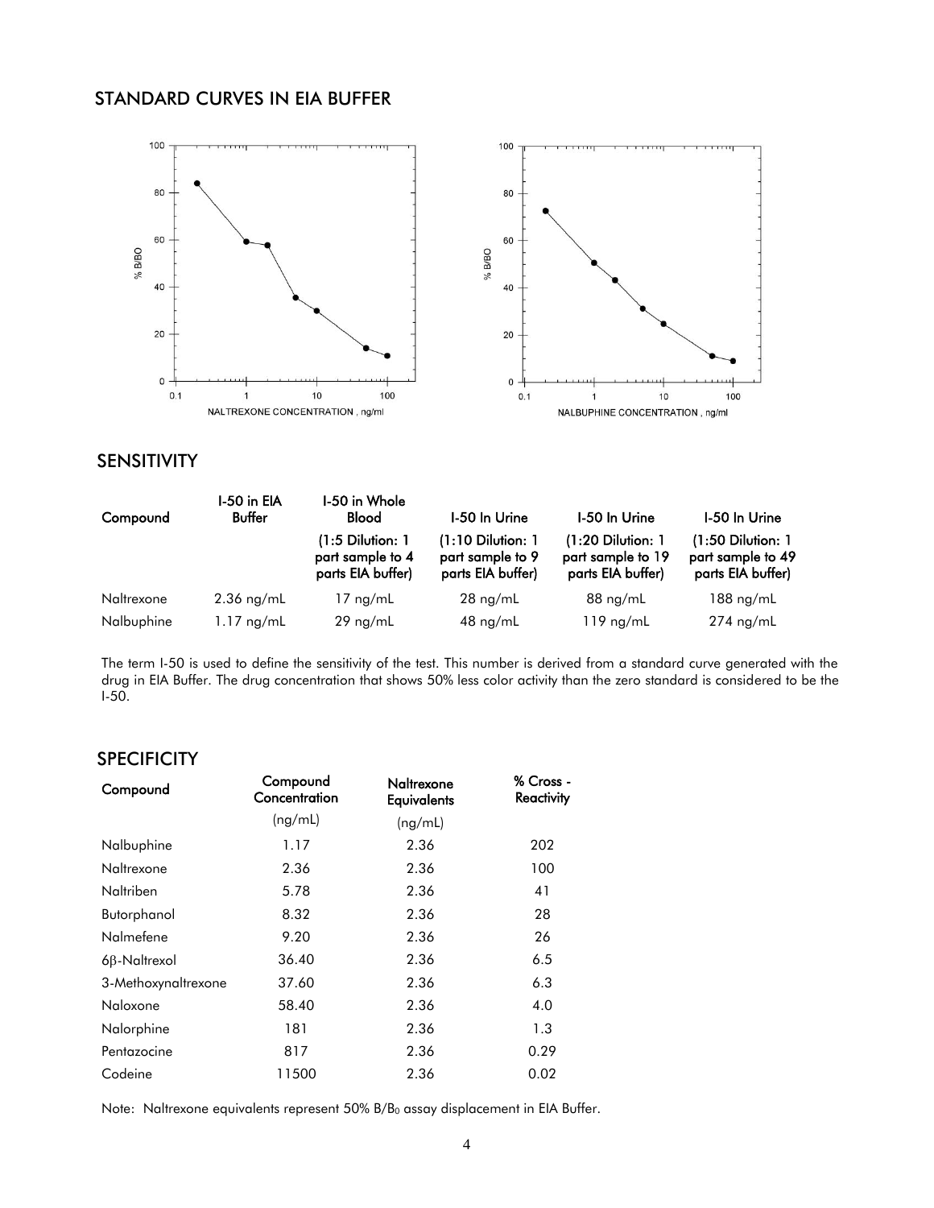## STANDARD CURVES IN EIA BUFFER

## SENSITIVITY

| Compound | I-50 in EIA Buffer | I-50 in Whole Blood | I-50 In Urine | I-50 In Urine | I-50 In Urine |
|---|---|---|---|---|---|
| | | (1:5 Dilution: 1 part sample to 4 parts EIA buffer) | (1:10 Dilution: 1 part sample to 9 parts EIA buffer) | (1:20 Dilution: 1 part sample to 19 parts EIA buffer) | (1:50 Dilution: 1 part sample to 49 parts EIA buffer) |
| Naltrexone | 2.36 ng/mL | 17 ng/mL | 28 ng/mL | 88 ng/mL | 188 ng/mL |
| Nalbuphine | 1.17 ng/mL | 29 ng/mL | 48 ng/mL | 119 ng/mL | 274 ng/mL |

The term I-50 is used to define the sensitivity of the test. This number is derived from a standard curve generated with the drug in EIA Buffer. The drug concentration that shows 50% less color activity than the zero standard is considered to be the I-50.

## SPECIFICITY

| Compound | Compound Concentration (ng/mL) | Naltrexone Equivalents (ng/mL) | % Cross - Reactivity |
|---|---|---|---|
| Nalbuphine | 1.17 | 2.36 | 202 |
| Naltrexone | 2.36 | 2.36 | 100 |
| Naltriben | 5.78 | 2.36 | 41 |
| Butorphanol | 8.32 | 2.36 | 28 |
| Nalmefene | 9.20 | 2.36 | 26 |
| 6β-Naltrexol | 36.40 | 2.36 | 6.5 |
| 3-Methoxynaltrexone | 37.60 | 2.36 | 6.3 |
| Naloxone | 58.40 | 2.36 | 4.0 |
| Nalorphine | 181 | 2.36 | 1.3 |
| Pentazocine | 817 | 2.36 | 0.29 |
| Codeine | 11500 | 2.36 | 0.02 |

Note: Naltrexone equivalents represent 50% $B/B_0$ assay displacement in EIA Buffer.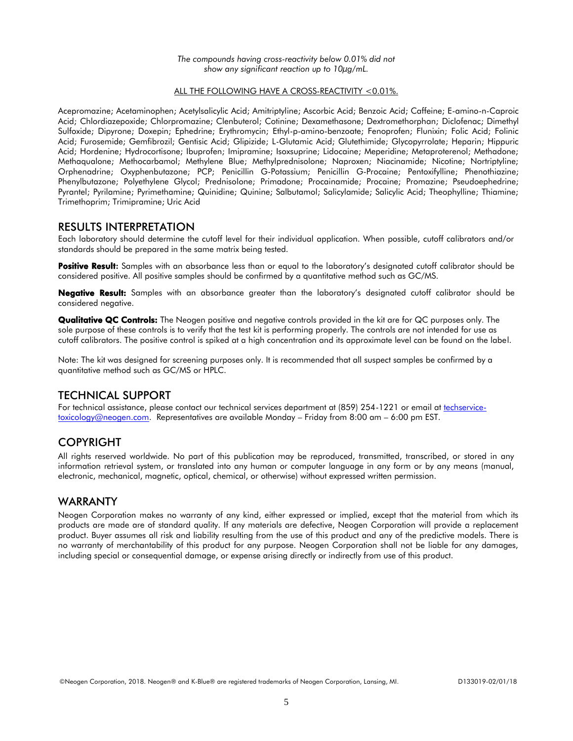*The compounds having cross-reactivity below 0.01% did not show any significant reaction up to 10µg/mL.*

ALL THE FOLLOWING HAVE A CROSS-REACTIVITY <0.01%.

Acepromazine; Acetaminophen; Acetylsalicylic Acid; Amitriptyline; Ascorbic Acid; Benzoic Acid; Caffeine; E-amino-n-Caproic Acid; Chlordiazepoxide; Chlorpromazine; Clenbuterol; Cotinine; Dexamethasone; Dextromethorphan; Diclofenac; Dimethyl Sulfoxide; Dipyrone; Doxepin; Ephedrine; Erythromycin; Ethyl-p-amino-benzoate; Fenoprofen; Flunixin; Folic Acid; Folinic Acid; Furosemide; Gemfibrozil; Gentisic Acid; Glipizide; L-Glutamic Acid; Glutethimide; Glycopyrrolate; Heparin; Hippuric Acid; Hordenine; Hydrocortisone; Ibuprofen; Imipramine; Isoxsuprine; Lidocaine; Meperidine; Metaproterenol; Methadone; Methaqualone; Methocarbamol; Methylene Blue; Methylprednisolone; Naproxen; Niacinamide; Nicotine; Nortriptyline; Orphenadrine; Oxyphenbutazone; PCP; Penicillin G-Potassium; Penicillin G-Procaine; Pentoxifylline; Phenothiazine; Phenylbutazone; Polyethylene Glycol; Prednisolone; Primadone; Procainamide; Procaine; Promazine; Pseudoephedrine; Pyrantel; Pyrilamine; Pyrimethamine; Quinidine; Quinine; Salbutamol; Salicylamide; Salicylic Acid; Theophylline; Thiamine; Trimethoprim; Trimipramine; Uric Acid

## RESULTS INTERPRETATION

Each laboratory should determine the cutoff level for their individual application. When possible, cutoff calibrators and/or standards should be prepared in the same matrix being tested.

**Positive Result:** Samples with an absorbance less than or equal to the laboratory's designated cutoff calibrator should be considered positive. All positive samples should be confirmed by a quantitative method such as GC/MS.

**Negative Result:** Samples with an absorbance greater than the laboratory's designated cutoff calibrator should be considered negative.

**Qualitative QC Controls:** The Neogen positive and negative controls provided in the kit are for QC purposes only. The sole purpose of these controls is to verify that the test kit is performing properly. The controls are not intended for use as cutoff calibrators. The positive control is spiked at a high concentration and its approximate level can be found on the label.

Note: The kit was designed for screening purposes only. It is recommended that all suspect samples be confirmed by a quantitative method such as GC/MS or HPLC.

## TECHNICAL SUPPORT

For technical assistance, please contact our technical services department at (859) 254-1221 or email at techservice-toxicology@neogen.com. Representatives are available Monday – Friday from 8:00 am – 6:00 pm EST.

## COPYRIGHT

All rights reserved worldwide. No part of this publication may be reproduced, transmitted, transcribed, or stored in any information retrieval system, or translated into any human or computer language in any form or by any means (manual, electronic, mechanical, magnetic, optical, chemical, or otherwise) without expressed written permission.

## WARRANTY

Neogen Corporation makes no warranty of any kind, either expressed or implied, except that the material from which its products are made are of standard quality. If any materials are defective, Neogen Corporation will provide a replacement product. Buyer assumes all risk and liability resulting from the use of this product and any of the predictive models. There is no warranty of merchantability of this product for any purpose. Neogen Corporation shall not be liable for any damages, including special or consequential damage, or expense arising directly or indirectly from use of this product.

©Neogen Corporation, 2018. Neogen® and K-Blue® are registered trademarks of Neogen Corporation, Lansing, MI. D133019-02/01/18